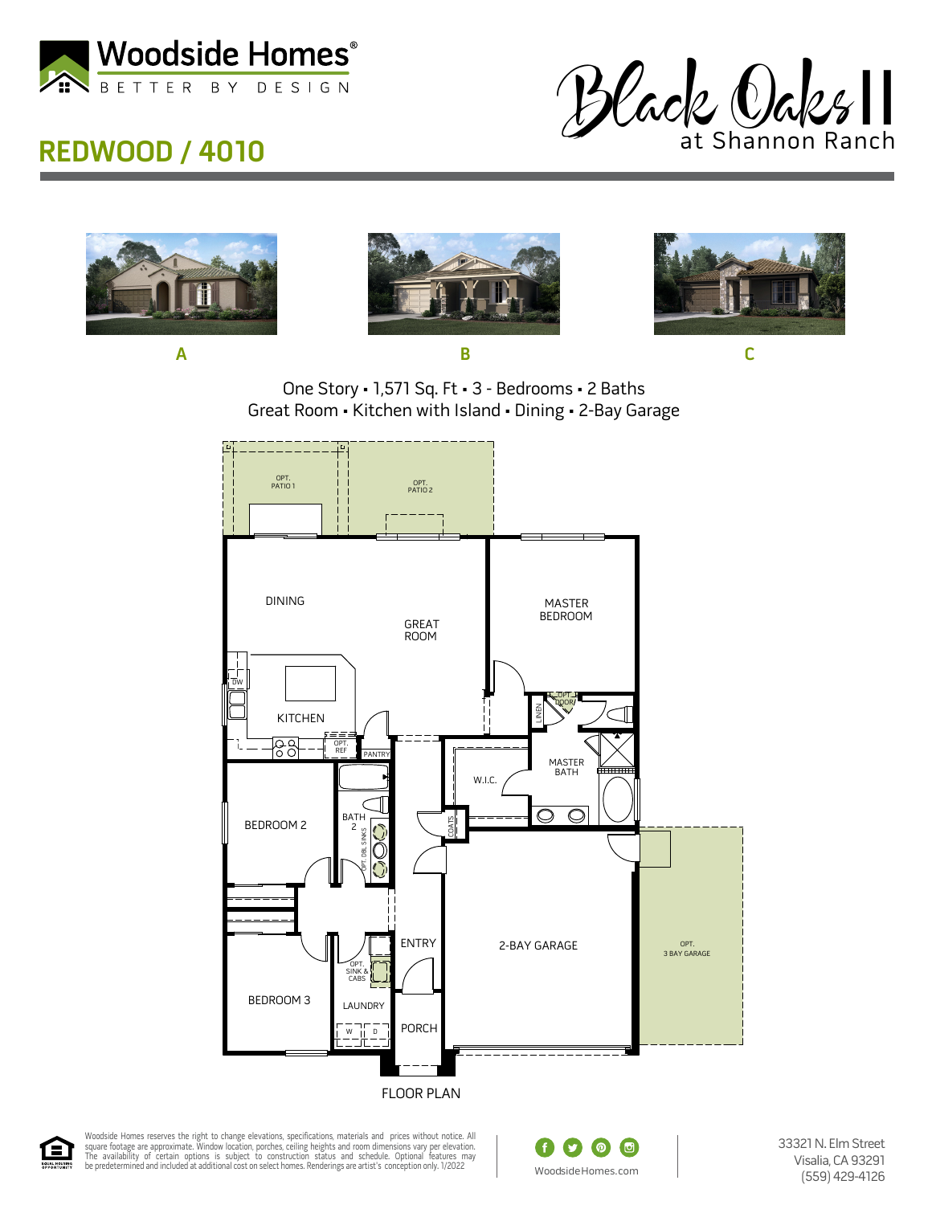Woodside Homes®

BETTER BY DESIGN

# REDWOOD / 4010

Black Oaks II at Shannon Ranch

A

B

C

One Story • 1,571 Sq. Ft • 3 - Bedrooms • 2 Baths

Great Room • Kitchen with Island • Dining • 2-Bay Garage

OPT. PATIO 1

OPT. PATIO 2

DINING

GREAT ROOM

MASTER BEDROOM

DW

KITCHEN

OPT. REF

PANTRY

LINEN

OPT. DOOR

MASTER BATH

W.I.C.

BEDROOM 2

BATH 2

OPT. DBL SINKS

COATS

2-BAY GARAGE

OPT. 3 BAY GARAGE

ENTRY

BEDROOM 3

OPT. SINK & CABS

LAUNDRY

W D

PORCH

FLOOR PLAN

Woodside Homes reserves the right to change elevations, specifications, materials and prices without notice. All square footage are approximate. Window location, porches, ceiling heights and room dimensions vary per elevation. The availability of certain options is subject to construction status and schedule. Optional features may be predetermined and included at additional cost on select homes. Renderings are artist's conception only. 1/2022

WoodsideHomes.com

33321 N. Elm Street
Visalia, CA 93291
(559) 429-4126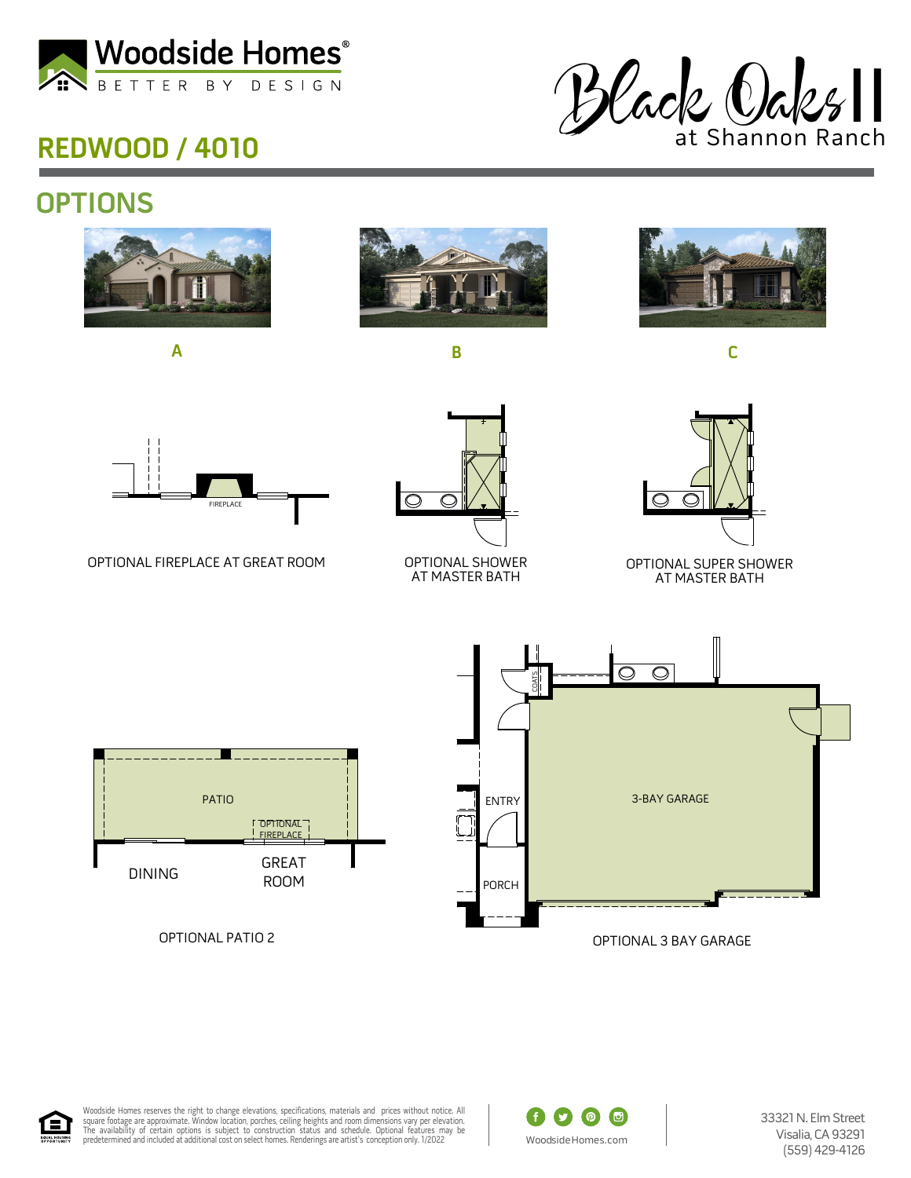Woodside Homes®
BETTER BY DESIGN

Black Oaks II at Shannon Ranch

## REDWOOD / 4010

## OPTIONS

A

B

C

FIREPLACE

OPTIONAL FIREPLACE AT GREAT ROOM

OPTIONAL SHOWER AT MASTER BATH

OPTIONAL SUPER SHOWER AT MASTER BATH

PATIO

OPTIONAL FIREPLACE

DINING

GREAT ROOM

OPTIONAL PATIO 2

COATS

ENTRY

PORCH

3-BAY GARAGE

OPTIONAL 3 BAY GARAGE

Woodside Homes reserves the right to change elevations, specifications, materials and prices without notice. All square footage are approximate. Window location, porches, ceiling heights and room dimensions vary per elevation. The availability of certain options is subject to construction status and schedule. Optional features may be predetermined and included at additional cost on select homes. Renderings are artist's conception only. 1/2022

WoodsideHomes.com

33321 N. Elm Street
Visalia, CA 93291
(559) 429-4126